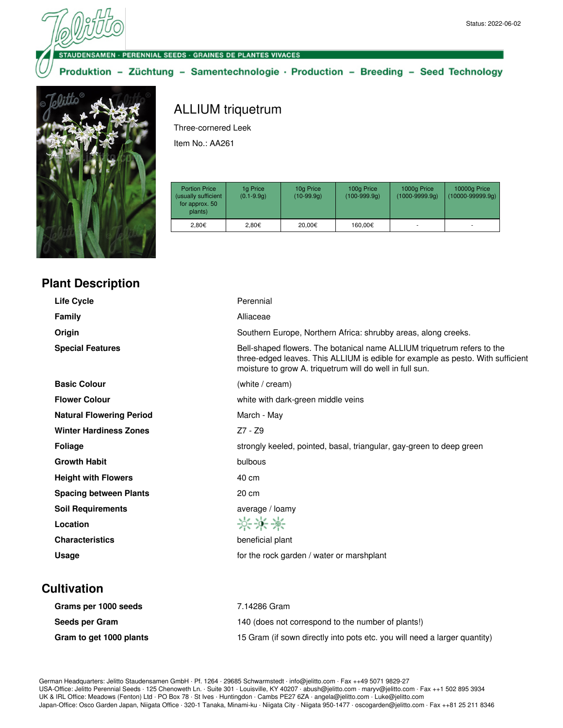Status: 2022-06-02

STAUDENSAMEN · PERENNIAL SEEDS · GRAINES DE PLANTES VIVACES

Produktion – Züchtung – Samentechnologie · Production – Breeding – Seed Technology

# ALLIUM triquetrum

Three-cornered Leek

Item No.: AA261

| Portion Price (usually sufficient for approx. 50 plants) | 1g Price (0.1-9.9g) | 10g Price (10-99.9g) | 100g Price (100-999.9g) | 1000g Price (1000-9999.9g) | 10000g Price (10000-99999.9g) |
|---|---|---|---|---|---|
| 2,80€ | 2,80€ | 20,00€ | 160,00€ | - | - |

## Plant Description

| | |
|---|---|
| **Life Cycle** | Perennial |
| **Family** | Alliaceae |
| **Origin** | Southern Europe, Northern Africa: shrubby areas, along creeks. |
| **Special Features** | Bell-shaped flowers. The botanical name ALLIUM triquetrum refers to the three-edged leaves. This ALLIUM is edible for example as pesto. With sufficient moisture to grow A. triquetrum will do well in full sun. |
| **Basic Colour** | (white / cream) |
| **Flower Colour** | white with dark-green middle veins |
| **Natural Flowering Period** | March - May |
| **Winter Hardiness Zones** | Z7 - Z9 |
| **Foliage** | strongly keeled, pointed, basal, triangular, gay-green to deep green |
| **Growth Habit** | bulbous |
| **Height with Flowers** | 40 cm |
| **Spacing between Plants** | 20 cm |
| **Soil Requirements** | average / loamy |
| **Location** | |
| **Characteristics** | beneficial plant |
| **Usage** | for the rock garden / water or marshplant |

## Cultivation

| | |
|---|---|
| **Grams per 1000 seeds** | 7.14286 Gram |
| **Seeds per Gram** | 140 (does not correspond to the number of plants!) |
| **Gram to get 1000 plants** | 15 Gram (if sown directly into pots etc. you will need a larger quantity) |

German Headquarters: Jelitto Staudensamen GmbH · Pf. 1264 · 29685 Schwarmstedt · info@jelitto.com · Fax ++49 5071 9829-27
USA-Office: Jelitto Perennial Seeds · 125 Chenoweth Ln. · Suite 301 · Louisville, KY 40207 · abush@jelitto.com · maryv@jelitto.com · Fax ++1 502 895 3934
UK & IRL Office: Meadows (Fenton) Ltd · PO Box 78 · St Ives · Huntingdon · Cambs PE27 6ZA · angela@jelitto.com · Luke@jelitto.com
Japan-Office: Osco Garden Japan, Niigata Office · 320-1 Tanaka, Minami-ku · Niigata City · Niigata 950-1477 · oscogarden@jelitto.com · Fax ++81 25 211 8346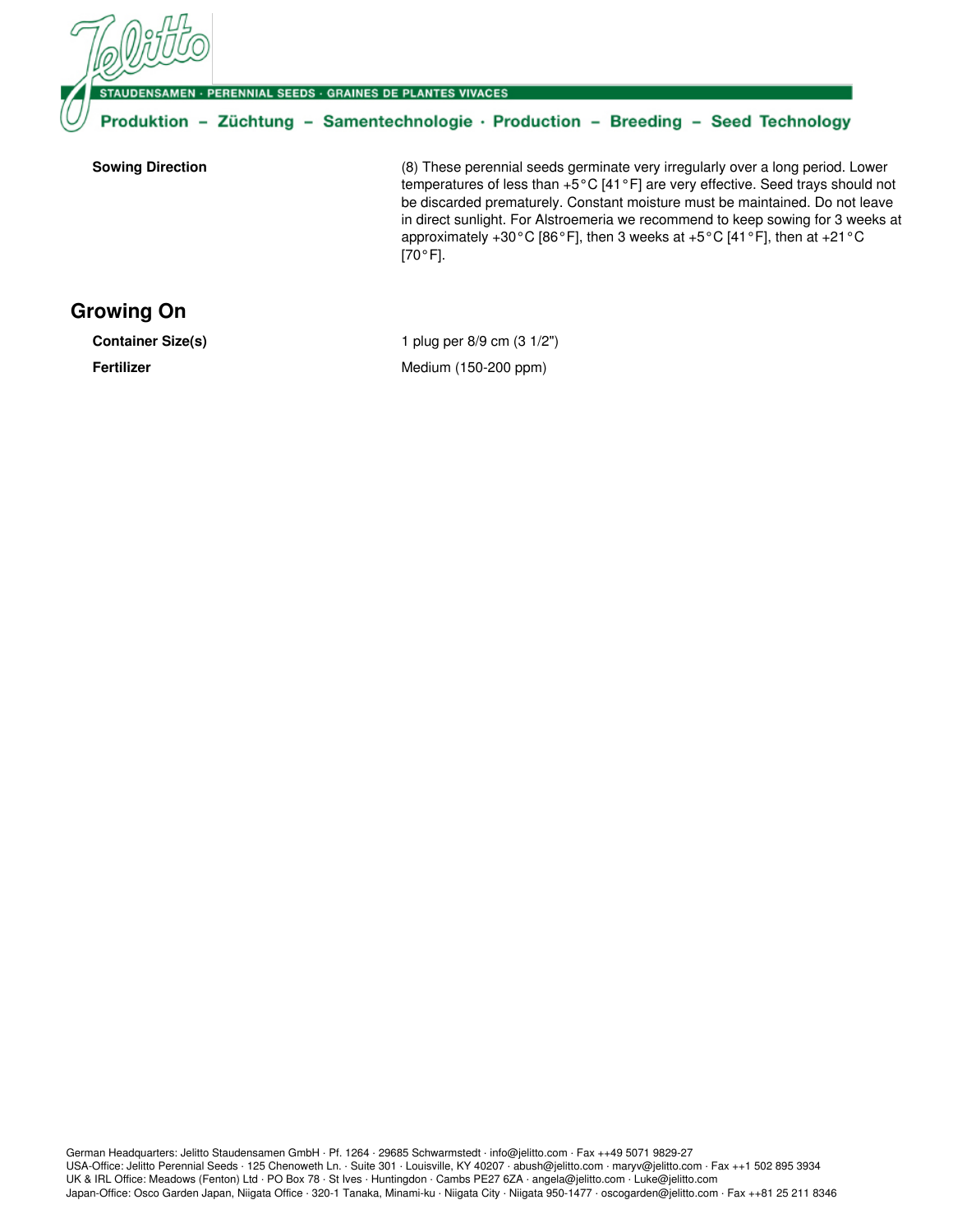**Sowing Direction**

(8) These perennial seeds germinate very irregularly over a long period. Lower temperatures of less than +5°C [41°F] are very effective. Seed trays should not be discarded prematurely. Constant moisture must be maintained. Do not leave in direct sunlight. For Alstroemeria we recommend to keep sowing for 3 weeks at approximately +30°C [86°F], then 3 weeks at +5°C [41°F], then at +21°C [70°F].

## Growing On

**Container Size(s)**

1 plug per 8/9 cm (3 1/2")

**Fertilizer**

Medium (150-200 ppm)